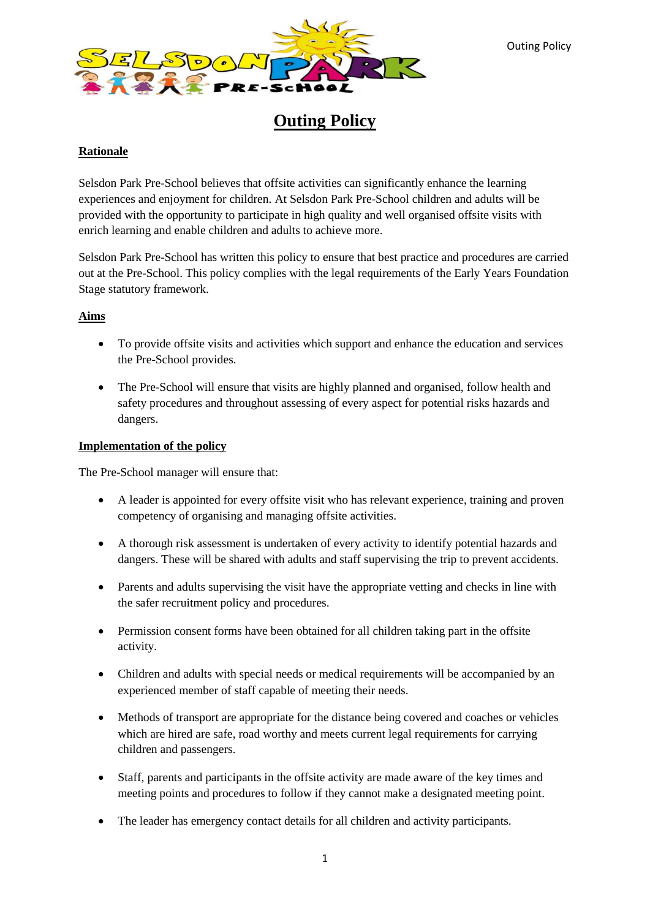# Outing Policy

## Rationale

Selsdon Park Pre-School believes that offsite activities can significantly enhance the learning experiences and enjoyment for children. At Selsdon Park Pre-School children and adults will be provided with the opportunity to participate in high quality and well organised offsite visits with enrich learning and enable children and adults to achieve more.

Selsdon Park Pre-School has written this policy to ensure that best practice and procedures are carried out at the Pre-School. This policy complies with the legal requirements of the Early Years Foundation Stage statutory framework.

## Aims

- To provide offsite visits and activities which support and enhance the education and services the Pre-School provides.
- The Pre-School will ensure that visits are highly planned and organised, follow health and safety procedures and throughout assessing of every aspect for potential risks hazards and dangers.

## Implementation of the policy

The Pre-School manager will ensure that:

- A leader is appointed for every offsite visit who has relevant experience, training and proven competency of organising and managing offsite activities.
- A thorough risk assessment is undertaken of every activity to identify potential hazards and dangers. These will be shared with adults and staff supervising the trip to prevent accidents.
- Parents and adults supervising the visit have the appropriate vetting and checks in line with the safer recruitment policy and procedures.
- Permission consent forms have been obtained for all children taking part in the offsite activity.
- Children and adults with special needs or medical requirements will be accompanied by an experienced member of staff capable of meeting their needs.
- Methods of transport are appropriate for the distance being covered and coaches or vehicles which are hired are safe, road worthy and meets current legal requirements for carrying children and passengers.
- Staff, parents and participants in the offsite activity are made aware of the key times and meeting points and procedures to follow if they cannot make a designated meeting point.
- The leader has emergency contact details for all children and activity participants.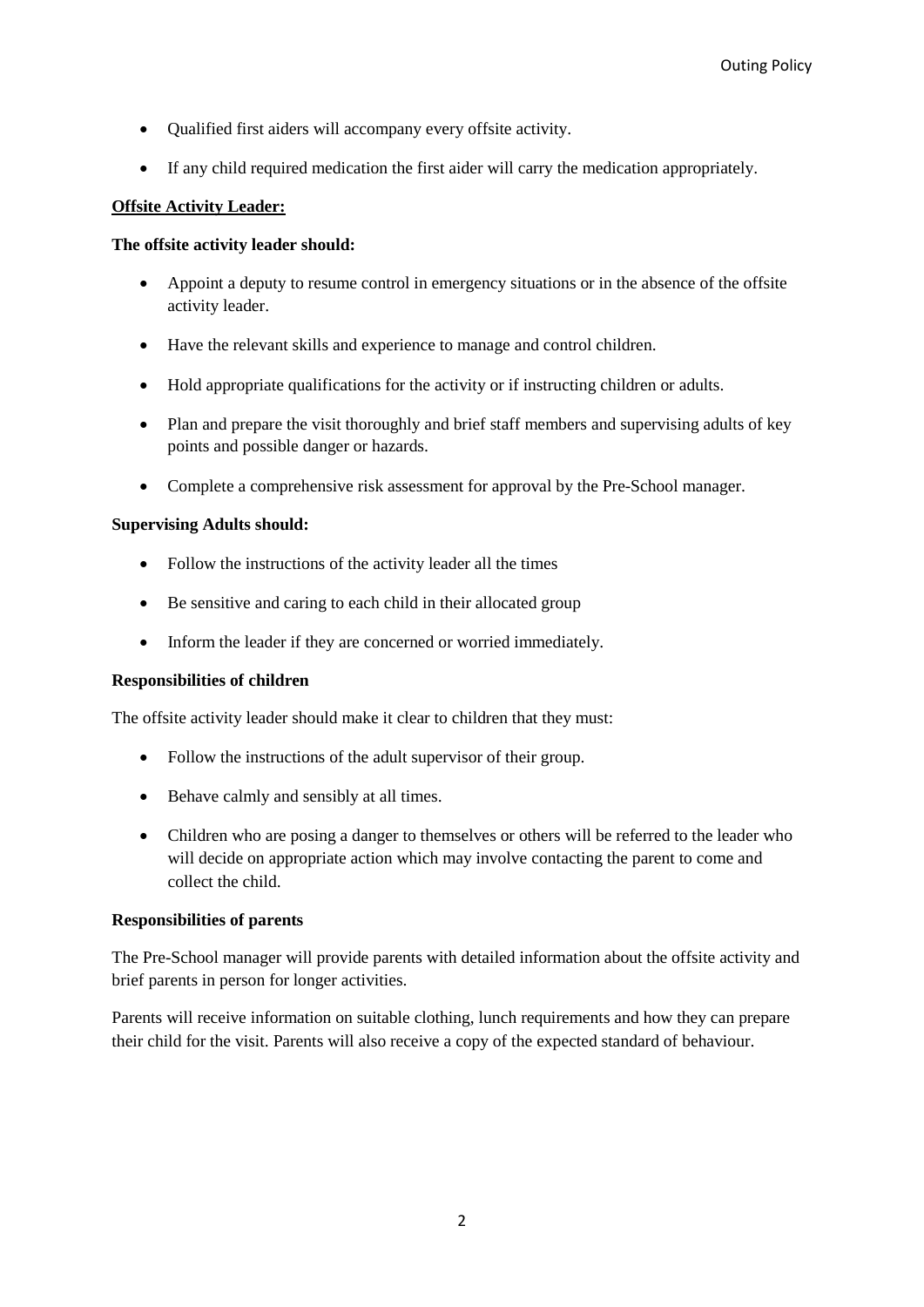- Qualified first aiders will accompany every offsite activity.
- If any child required medication the first aider will carry the medication appropriately.

**Offsite Activity Leader:**

**The offsite activity leader should:**

- Appoint a deputy to resume control in emergency situations or in the absence of the offsite activity leader.
- Have the relevant skills and experience to manage and control children.
- Hold appropriate qualifications for the activity or if instructing children or adults.
- Plan and prepare the visit thoroughly and brief staff members and supervising adults of key points and possible danger or hazards.
- Complete a comprehensive risk assessment for approval by the Pre-School manager.

**Supervising Adults should:**

- Follow the instructions of the activity leader all the times
- Be sensitive and caring to each child in their allocated group
- Inform the leader if they are concerned or worried immediately.

**Responsibilities of children**

The offsite activity leader should make it clear to children that they must:

- Follow the instructions of the adult supervisor of their group.
- Behave calmly and sensibly at all times.
- Children who are posing a danger to themselves or others will be referred to the leader who will decide on appropriate action which may involve contacting the parent to come and collect the child.

**Responsibilities of parents**

The Pre-School manager will provide parents with detailed information about the offsite activity and brief parents in person for longer activities.

Parents will receive information on suitable clothing, lunch requirements and how they can prepare their child for the visit. Parents will also receive a copy of the expected standard of behaviour.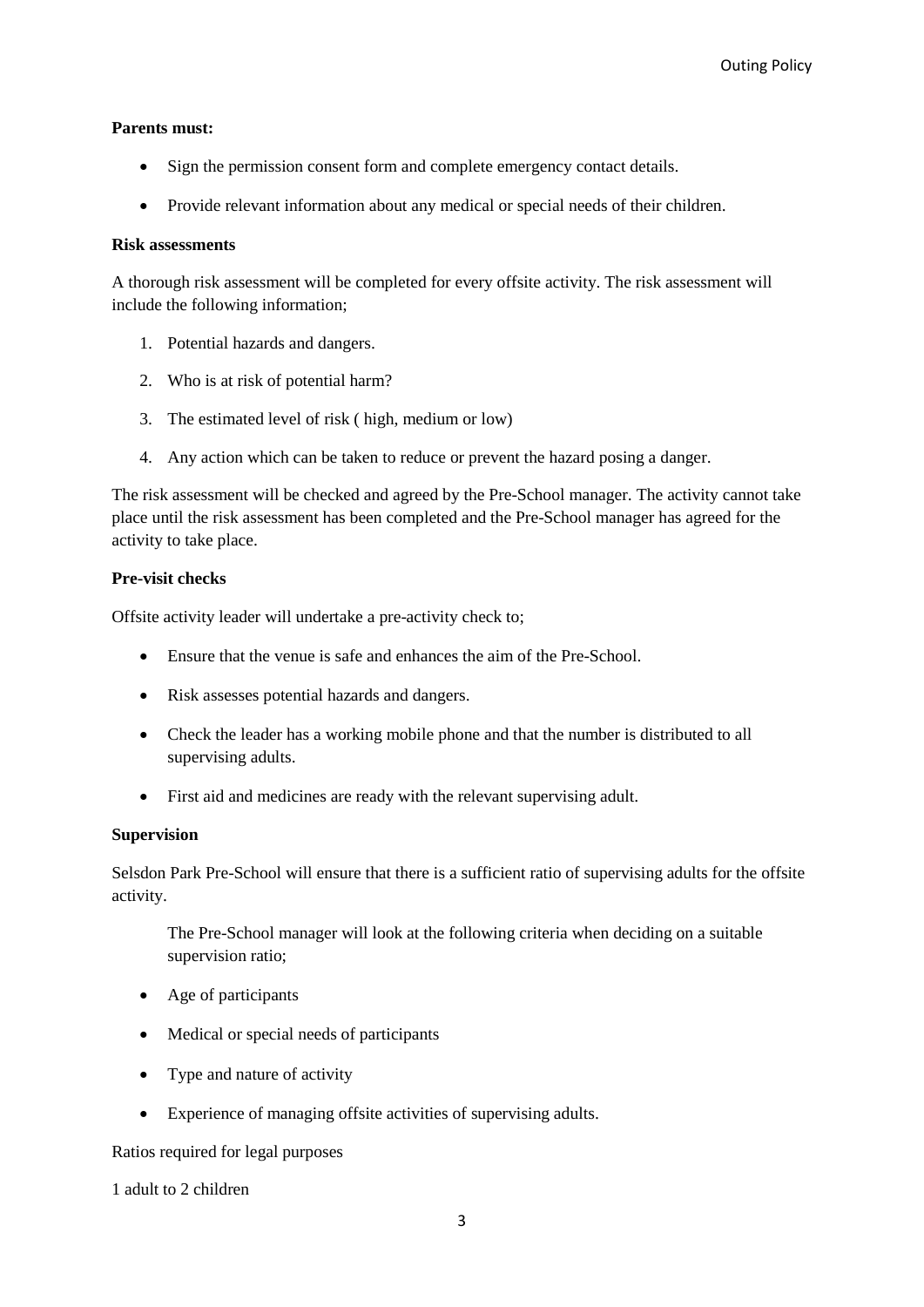**Parents must:**

- Sign the permission consent form and complete emergency contact details.
- Provide relevant information about any medical or special needs of their children.

**Risk assessments**

A thorough risk assessment will be completed for every offsite activity. The risk assessment will include the following information;

1. Potential hazards and dangers.
2. Who is at risk of potential harm?
3. The estimated level of risk ( high, medium or low)
4. Any action which can be taken to reduce or prevent the hazard posing a danger.

The risk assessment will be checked and agreed by the Pre-School manager. The activity cannot take place until the risk assessment has been completed and the Pre-School manager has agreed for the activity to take place.

**Pre-visit checks**

Offsite activity leader will undertake a pre-activity check to;

- Ensure that the venue is safe and enhances the aim of the Pre-School.
- Risk assesses potential hazards and dangers.
- Check the leader has a working mobile phone and that the number is distributed to all supervising adults.
- First aid and medicines are ready with the relevant supervising adult.

**Supervision**

Selsdon Park Pre-School will ensure that there is a sufficient ratio of supervising adults for the offsite activity.

The Pre-School manager will look at the following criteria when deciding on a suitable supervision ratio;

- Age of participants
- Medical or special needs of participants
- Type and nature of activity
- Experience of managing offsite activities of supervising adults.

Ratios required for legal purposes

1 adult to 2 children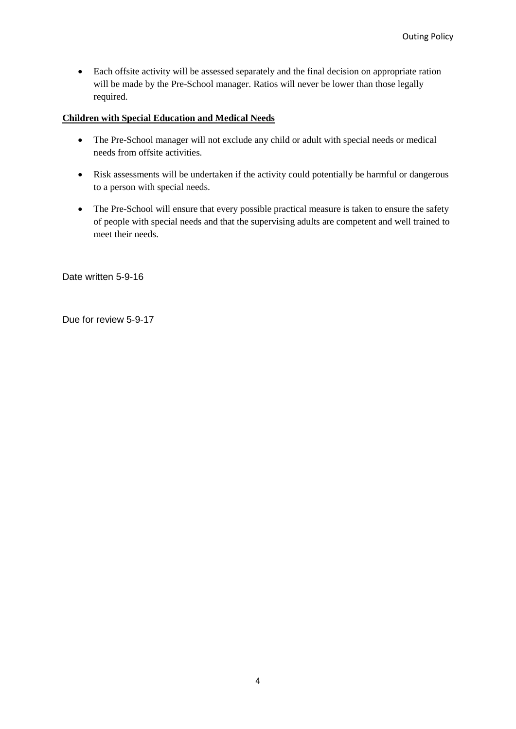- Each offsite activity will be assessed separately and the final decision on appropriate ration will be made by the Pre-School manager. Ratios will never be lower than those legally required.

**Children with Special Education and Medical Needs**

- The Pre-School manager will not exclude any child or adult with special needs or medical needs from offsite activities.
- Risk assessments will be undertaken if the activity could potentially be harmful or dangerous to a person with special needs.
- The Pre-School will ensure that every possible practical measure is taken to ensure the safety of people with special needs and that the supervising adults are competent and well trained to meet their needs.

Date written 5-9-16

Due for review 5-9-17